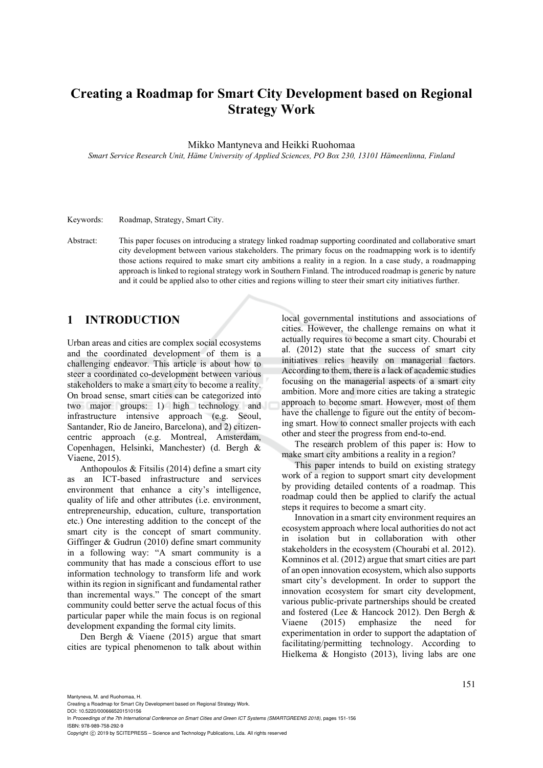# Creating a Roadmap for Smart City Development based on Regional Strategy Work

Mikko Mantyneva and Heikki Ruohomaa

*Smart Service Research Unit, Häme University of Applied Sciences, PO Box 230, 13101 Hämeenlinna, Finland*

Keywords: Roadmap, Strategy, Smart City.

Abstract: This paper focuses on introducing a strategy linked roadmap supporting coordinated and collaborative smart city development between various stakeholders. The primary focus on the roadmapping work is to identify those actions required to make smart city ambitions a reality in a region. In a case study, a roadmapping approach is linked to regional strategy work in Southern Finland. The introduced roadmap is generic by nature and it could be applied also to other cities and regions willing to steer their smart city initiatives further.

## 1 INTRODUCTION

Urban areas and cities are complex social ecosystems and the coordinated development of them is a challenging endeavor. This article is about how to steer a coordinated co-development between various stakeholders to make a smart city to become a reality. On broad sense, smart cities can be categorized into two major groups: 1) high technology and infrastructure intensive approach (e.g. Seoul, Santander, Rio de Janeiro, Barcelona), and 2) citizen-centric approach (e.g. Montreal, Amsterdam, Copenhagen, Helsinki, Manchester) (d. Bergh & Viaene, 2015).

Anthopoulos & Fitsilis (2014) define a smart city as an ICT-based infrastructure and services environment that enhance a city's intelligence, quality of life and other attributes (i.e. environment, entrepreneurship, education, culture, transportation etc.) One interesting addition to the concept of the smart city is the concept of smart community. Giffinger & Gudrun (2010) define smart community in a following way: "A smart community is a community that has made a conscious effort to use information technology to transform life and work within its region in significant and fundamental rather than incremental ways." The concept of the smart community could better serve the actual focus of this particular paper while the main focus is on regional development expanding the formal city limits.

Den Bergh & Viaene (2015) argue that smart cities are typical phenomenon to talk about within local governmental institutions and associations of cities. However, the challenge remains on what it actually requires to become a smart city. Chourabi et al. (2012) state that the success of smart city initiatives relies heavily on managerial factors. According to them, there is a lack of academic studies focusing on the managerial aspects of a smart city ambition. More and more cities are taking a strategic approach to become smart. However, most of them have the challenge to figure out the entity of becoming smart. How to connect smaller projects with each other and steer the progress from end-to-end.

The research problem of this paper is: How to make smart city ambitions a reality in a region?

This paper intends to build on existing strategy work of a region to support smart city development by providing detailed contents of a roadmap. This roadmap could then be applied to clarify the actual steps it requires to become a smart city.

Innovation in a smart city environment requires an ecosystem approach where local authorities do not act in isolation but in collaboration with other stakeholders in the ecosystem (Chourabi et al. 2012). Komninos et al. (2012) argue that smart cities are part of an open innovation ecosystem, which also supports smart city's development. In order to support the innovation ecosystem for smart city development, various public-private partnerships should be created and fostered (Lee & Hancock 2012). Den Bergh & Viaene (2015) emphasize the need for experimentation in order to support the adaptation of facilitating/permitting technology. According to Hielkema & Hongisto (2013), living labs are one

Mantyneva, M. and Ruohomaa, H.
Creating a Roadmap for Smart City Development based on Regional Strategy Work.
DOI: 10.5220/0006665201510156
In *Proceedings of the 7th International Conference on Smart Cities and Green ICT Systems (SMARTGREENS 2018)*, pages 151-156
ISBN: 978-989-758-292-9
Copyright © 2019 by SCITEPRESS – Science and Technology Publications, Lda. All rights reserved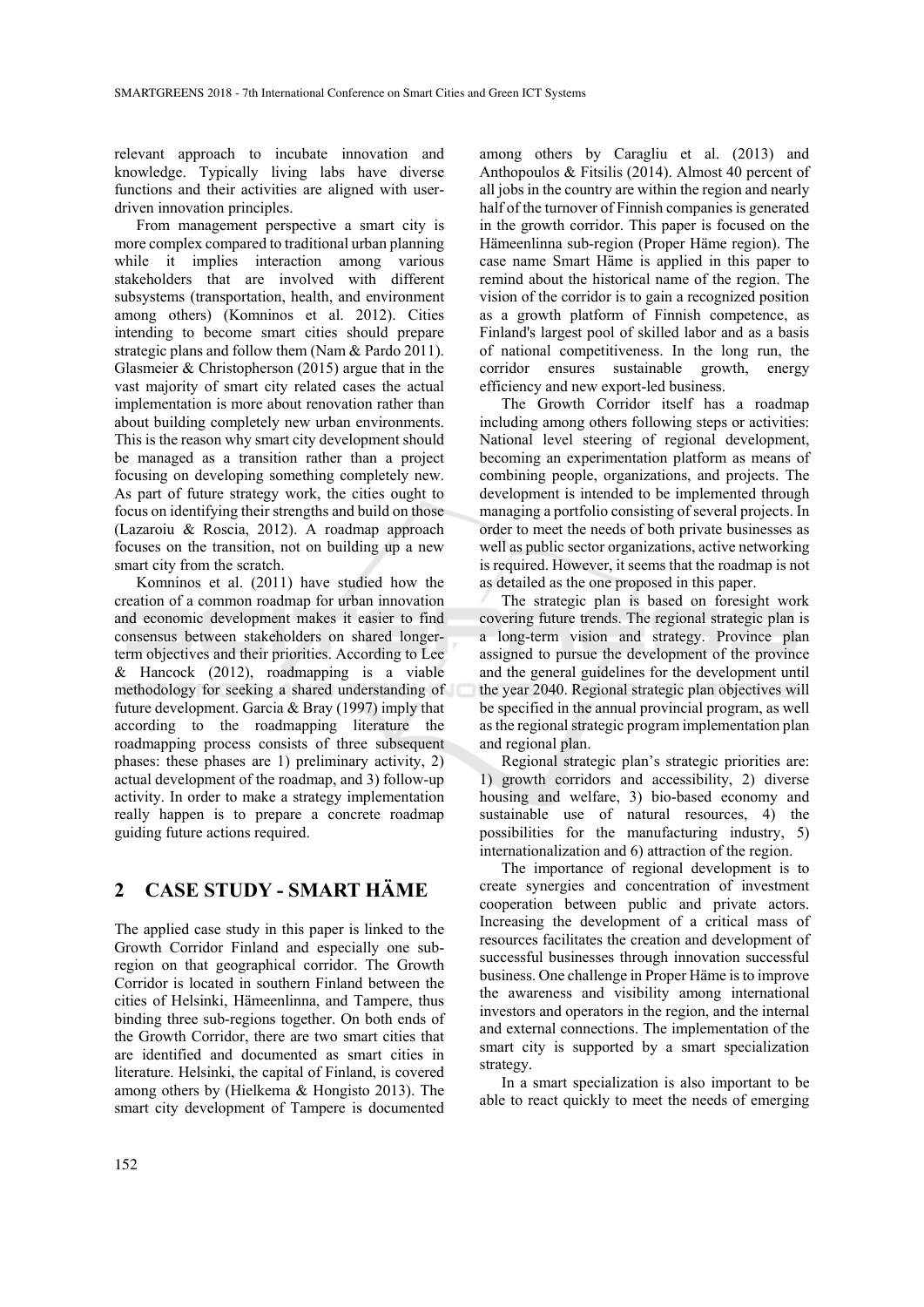relevant approach to incubate innovation and knowledge. Typically living labs have diverse functions and their activities are aligned with user-driven innovation principles.

From management perspective a smart city is more complex compared to traditional urban planning while it implies interaction among various stakeholders that are involved with different subsystems (transportation, health, and environment among others) (Komninos et al. 2012). Cities intending to become smart cities should prepare strategic plans and follow them (Nam & Pardo 2011). Glasmeier & Christopherson (2015) argue that in the vast majority of smart city related cases the actual implementation is more about renovation rather than about building completely new urban environments. This is the reason why smart city development should be managed as a transition rather than a project focusing on developing something completely new. As part of future strategy work, the cities ought to focus on identifying their strengths and build on those (Lazaroiu & Roscia, 2012). A roadmap approach focuses on the transition, not on building up a new smart city from the scratch.

Komninos et al. (2011) have studied how the creation of a common roadmap for urban innovation and economic development makes it easier to find consensus between stakeholders on shared longer-term objectives and their priorities. According to Lee & Hancock (2012), roadmapping is a viable methodology for seeking a shared understanding of future development. Garcia & Bray (1997) imply that according to the roadmapping literature the roadmapping process consists of three subsequent phases: these phases are 1) preliminary activity, 2) actual development of the roadmap, and 3) follow-up activity. In order to make a strategy implementation really happen is to prepare a concrete roadmap guiding future actions required.

## 2 CASE STUDY - SMART HÄME

The applied case study in this paper is linked to the Growth Corridor Finland and especially one sub-region on that geographical corridor. The Growth Corridor is located in southern Finland between the cities of Helsinki, Hämeenlinna, and Tampere, thus binding three sub-regions together. On both ends of the Growth Corridor, there are two smart cities that are identified and documented as smart cities in literature. Helsinki, the capital of Finland, is covered among others by (Hielkema & Hongisto 2013). The smart city development of Tampere is documented among others by Caragliu et al. (2013) and Anthopoulos & Fitsilis (2014). Almost 40 percent of all jobs in the country are within the region and nearly half of the turnover of Finnish companies is generated in the growth corridor. This paper is focused on the Hämeenlinna sub-region (Proper Häme region). The case name Smart Häme is applied in this paper to remind about the historical name of the region. The vision of the corridor is to gain a recognized position as a growth platform of Finnish competence, as Finland's largest pool of skilled labor and as a basis of national competitiveness. In the long run, the corridor ensures sustainable growth, energy efficiency and new export-led business.

The Growth Corridor itself has a roadmap including among others following steps or activities: National level steering of regional development, becoming an experimentation platform as means of combining people, organizations, and projects. The development is intended to be implemented through managing a portfolio consisting of several projects. In order to meet the needs of both private businesses as well as public sector organizations, active networking is required. However, it seems that the roadmap is not as detailed as the one proposed in this paper.

The strategic plan is based on foresight work covering future trends. The regional strategic plan is a long-term vision and strategy. Province plan assigned to pursue the development of the province and the general guidelines for the development until the year 2040. Regional strategic plan objectives will be specified in the annual provincial program, as well as the regional strategic program implementation plan and regional plan.

Regional strategic plan's strategic priorities are: 1) growth corridors and accessibility, 2) diverse housing and welfare, 3) bio-based economy and sustainable use of natural resources, 4) the possibilities for the manufacturing industry, 5) internationalization and 6) attraction of the region.

The importance of regional development is to create synergies and concentration of investment cooperation between public and private actors. Increasing the development of a critical mass of resources facilitates the creation and development of successful businesses through innovation successful business. One challenge in Proper Häme is to improve the awareness and visibility among international investors and operators in the region, and the internal and external connections. The implementation of the smart city is supported by a smart specialization strategy.

In a smart specialization is also important to be able to react quickly to meet the needs of emerging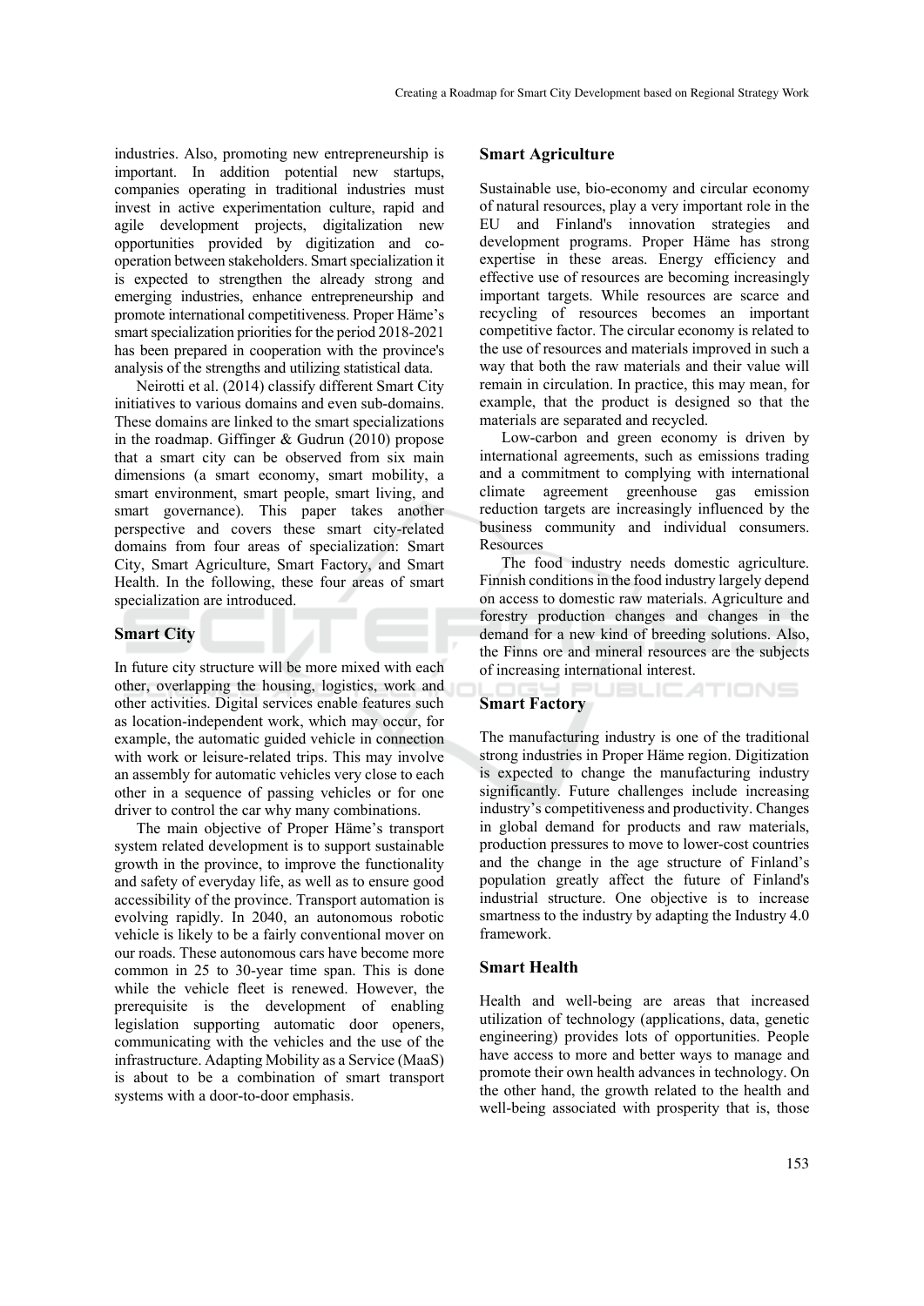industries. Also, promoting new entrepreneurship is important. In addition potential new startups, companies operating in traditional industries must invest in active experimentation culture, rapid and agile development projects, digitalization new opportunities provided by digitization and co-operation between stakeholders. Smart specialization it is expected to strengthen the already strong and emerging industries, enhance entrepreneurship and promote international competitiveness. Proper Häme's smart specialization priorities for the period 2018-2021 has been prepared in cooperation with the province's analysis of the strengths and utilizing statistical data.

Neirotti et al. (2014) classify different Smart City initiatives to various domains and even sub-domains. These domains are linked to the smart specializations in the roadmap. Giffinger & Gudrun (2010) propose that a smart city can be observed from six main dimensions (a smart economy, smart mobility, a smart environment, smart people, smart living, and smart governance). This paper takes another perspective and covers these smart city-related domains from four areas of specialization: Smart City, Smart Agriculture, Smart Factory, and Smart Health. In the following, these four areas of smart specialization are introduced.

### Smart City

In future city structure will be more mixed with each other, overlapping the housing, logistics, work and other activities. Digital services enable features such as location-independent work, which may occur, for example, the automatic guided vehicle in connection with work or leisure-related trips. This may involve an assembly for automatic vehicles very close to each other in a sequence of passing vehicles or for one driver to control the car why many combinations.

The main objective of Proper Häme's transport system related development is to support sustainable growth in the province, to improve the functionality and safety of everyday life, as well as to ensure good accessibility of the province. Transport automation is evolving rapidly. In 2040, an autonomous robotic vehicle is likely to be a fairly conventional mover on our roads. These autonomous cars have become more common in 25 to 30-year time span. This is done while the vehicle fleet is renewed. However, the prerequisite is the development of enabling legislation supporting automatic door openers, communicating with the vehicles and the use of the infrastructure. Adapting Mobility as a Service (MaaS) is about to be a combination of smart transport systems with a door-to-door emphasis.

### Smart Agriculture

Sustainable use, bio-economy and circular economy of natural resources, play a very important role in the EU and Finland's innovation strategies and development programs. Proper Häme has strong expertise in these areas. Energy efficiency and effective use of resources are becoming increasingly important targets. While resources are scarce and recycling of resources becomes an important competitive factor. The circular economy is related to the use of resources and materials improved in such a way that both the raw materials and their value will remain in circulation. In practice, this may mean, for example, that the product is designed so that the materials are separated and recycled.

Low-carbon and green economy is driven by international agreements, such as emissions trading and a commitment to complying with international climate agreement greenhouse gas emission reduction targets are increasingly influenced by the business community and individual consumers. Resources

The food industry needs domestic agriculture. Finnish conditions in the food industry largely depend on access to domestic raw materials. Agriculture and forestry production changes and changes in the demand for a new kind of breeding solutions. Also, the Finns ore and mineral resources are the subjects of increasing international interest.

### Smart Factory

The manufacturing industry is one of the traditional strong industries in Proper Häme region. Digitization is expected to change the manufacturing industry significantly. Future challenges include increasing industry's competitiveness and productivity. Changes in global demand for products and raw materials, production pressures to move to lower-cost countries and the change in the age structure of Finland's population greatly affect the future of Finland's industrial structure. One objective is to increase smartness to the industry by adapting the Industry 4.0 framework.

### Smart Health

Health and well-being are areas that increased utilization of technology (applications, data, genetic engineering) provides lots of opportunities. People have access to more and better ways to manage and promote their own health advances in technology. On the other hand, the growth related to the health and well-being associated with prosperity that is, those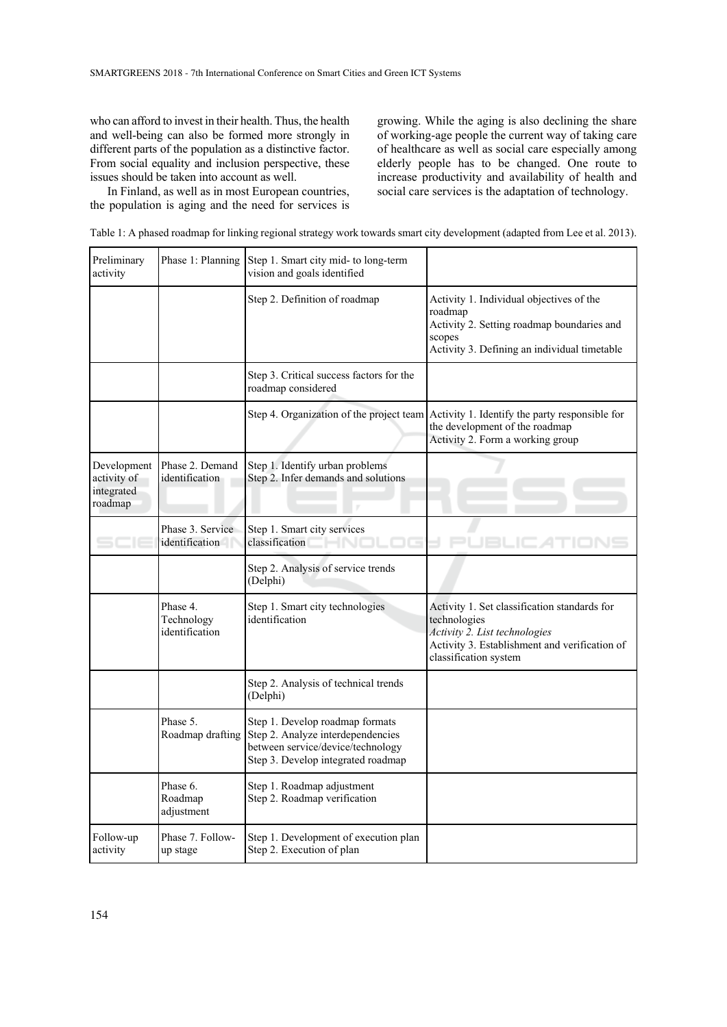who can afford to invest in their health. Thus, the health and well-being can also be formed more strongly in different parts of the population as a distinctive factor. From social equality and inclusion perspective, these issues should be taken into account as well.

In Finland, as well as in most European countries, the population is aging and the need for services is growing. While the aging is also declining the share of working-age people the current way of taking care of healthcare as well as social care especially among elderly people has to be changed. One route to increase productivity and availability of health and social care services is the adaptation of technology.

Table 1: A phased roadmap for linking regional strategy work towards smart city development (adapted from Lee et al. 2013).

| | | | |
|---|---|---|---|
| Preliminary activity | Phase 1: Planning | Step 1. Smart city mid- to long-term vision and goals identified | |
| | | Step 2. Definition of roadmap | Activity 1. Individual objectives of the roadmap<br>Activity 2. Setting roadmap boundaries and scopes<br>Activity 3. Defining an individual timetable |
| | | Step 3. Critical success factors for the roadmap considered | |
| | | Step 4. Organization of the project team | Activity 1. Identify the party responsible for the development of the roadmap<br>Activity 2. Form a working group |
| Development activity of integrated roadmap | Phase 2. Demand identification | Step 1. Identify urban problems<br>Step 2. Infer demands and solutions | |
| | Phase 3. Service identification | Step 1. Smart city services classification | |
| | | Step 2. Analysis of service trends (Delphi) | |
| | Phase 4. Technology identification | Step 1. Smart city technologies identification | Activity 1. Set classification standards for technologies<br>*Activity 2. List technologies*<br>Activity 3. Establishment and verification of classification system |
| | | Step 2. Analysis of technical trends (Delphi) | |
| | Phase 5. Roadmap drafting | Step 1. Develop roadmap formats<br>Step 2. Analyze interdependencies between service/device/technology<br>Step 3. Develop integrated roadmap | |
| | Phase 6. Roadmap adjustment | Step 1. Roadmap adjustment<br>Step 2. Roadmap verification | |
| Follow-up activity | Phase 7. Follow-up stage | Step 1. Development of execution plan<br>Step 2. Execution of plan | |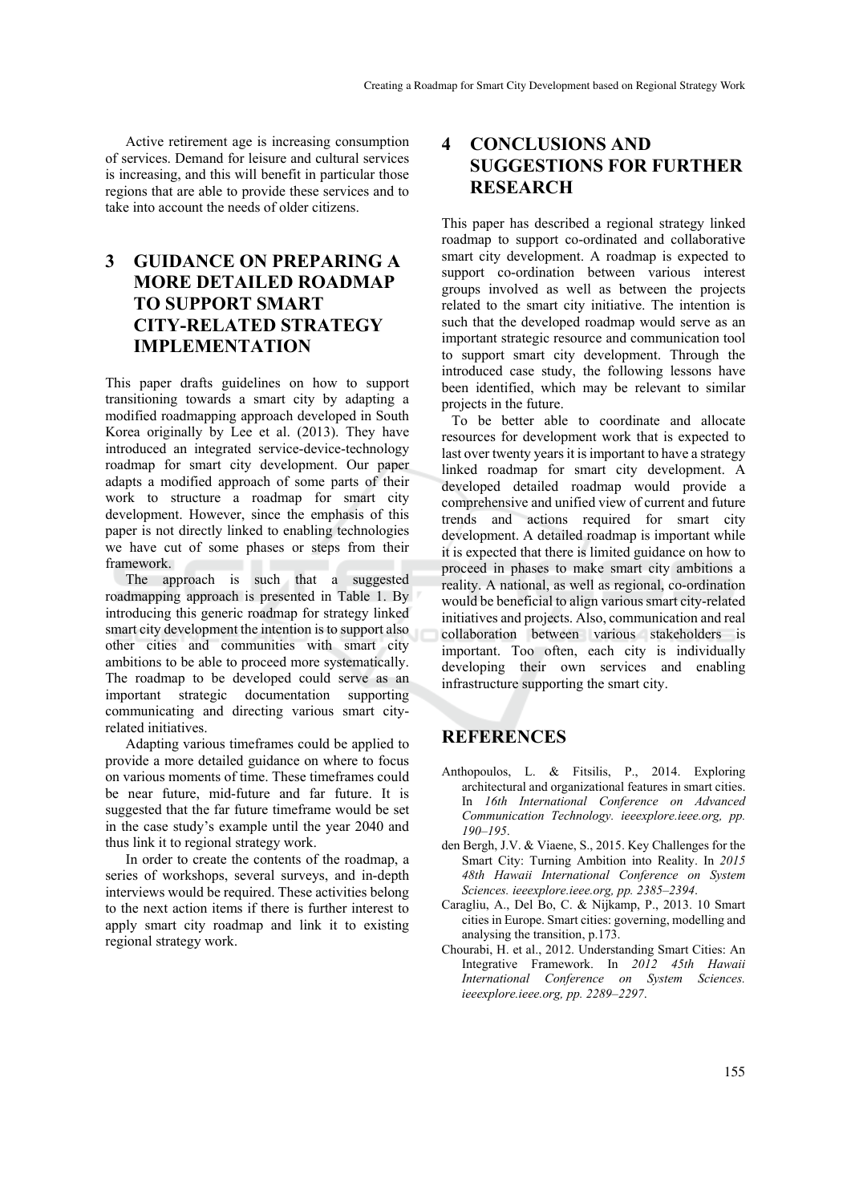Active retirement age is increasing consumption of services. Demand for leisure and cultural services is increasing, and this will benefit in particular those regions that are able to provide these services and to take into account the needs of older citizens.

# 3 GUIDANCE ON PREPARING A MORE DETAILED ROADMAP TO SUPPORT SMART CITY-RELATED STRATEGY IMPLEMENTATION

This paper drafts guidelines on how to support transitioning towards a smart city by adapting a modified roadmapping approach developed in South Korea originally by Lee et al. (2013). They have introduced an integrated service-device-technology roadmap for smart city development. Our paper adapts a modified approach of some parts of their work to structure a roadmap for smart city development. However, since the emphasis of this paper is not directly linked to enabling technologies we have cut of some phases or steps from their framework.

The approach is such that a suggested roadmapping approach is presented in Table 1. By introducing this generic roadmap for strategy linked smart city development the intention is to support also other cities and communities with smart city ambitions to be able to proceed more systematically. The roadmap to be developed could serve as an important strategic documentation supporting communicating and directing various smart city-related initiatives.

Adapting various timeframes could be applied to provide a more detailed guidance on where to focus on various moments of time. These timeframes could be near future, mid-future and far future. It is suggested that the far future timeframe would be set in the case study's example until the year 2040 and thus link it to regional strategy work.

In order to create the contents of the roadmap, a series of workshops, several surveys, and in-depth interviews would be required. These activities belong to the next action items if there is further interest to apply smart city roadmap and link it to existing regional strategy work.

# 4 CONCLUSIONS AND SUGGESTIONS FOR FURTHER RESEARCH

This paper has described a regional strategy linked roadmap to support co-ordinated and collaborative smart city development. A roadmap is expected to support co-ordination between various interest groups involved as well as between the projects related to the smart city initiative. The intention is such that the developed roadmap would serve as an important strategic resource and communication tool to support smart city development. Through the introduced case study, the following lessons have been identified, which may be relevant to similar projects in the future.

To be better able to coordinate and allocate resources for development work that is expected to last over twenty years it is important to have a strategy linked roadmap for smart city development. A developed detailed roadmap would provide a comprehensive and unified view of current and future trends and actions required for smart city development. A detailed roadmap is important while it is expected that there is limited guidance on how to proceed in phases to make smart city ambitions a reality. A national, as well as regional, co-ordination would be beneficial to align various smart city-related initiatives and projects. Also, communication and real collaboration between various stakeholders is important. Too often, each city is individually developing their own services and enabling infrastructure supporting the smart city.

# REFERENCES

Anthopoulos, L. & Fitsilis, P., 2014. Exploring architectural and organizational features in smart cities. In *16th International Conference on Advanced Communication Technology. ieeexplore.ieee.org, pp. 190–195*.

den Bergh, J.V. & Viaene, S., 2015. Key Challenges for the Smart City: Turning Ambition into Reality. In *2015 48th Hawaii International Conference on System Sciences. ieeexplore.ieee.org, pp. 2385–2394*.

Caragliu, A., Del Bo, C. & Nijkamp, P., 2013. 10 Smart cities in Europe. Smart cities: governing, modelling and analysing the transition, p.173.

Chourabi, H. et al., 2012. Understanding Smart Cities: An Integrative Framework. In *2012 45th Hawaii International Conference on System Sciences. ieeexplore.ieee.org, pp. 2289–2297*.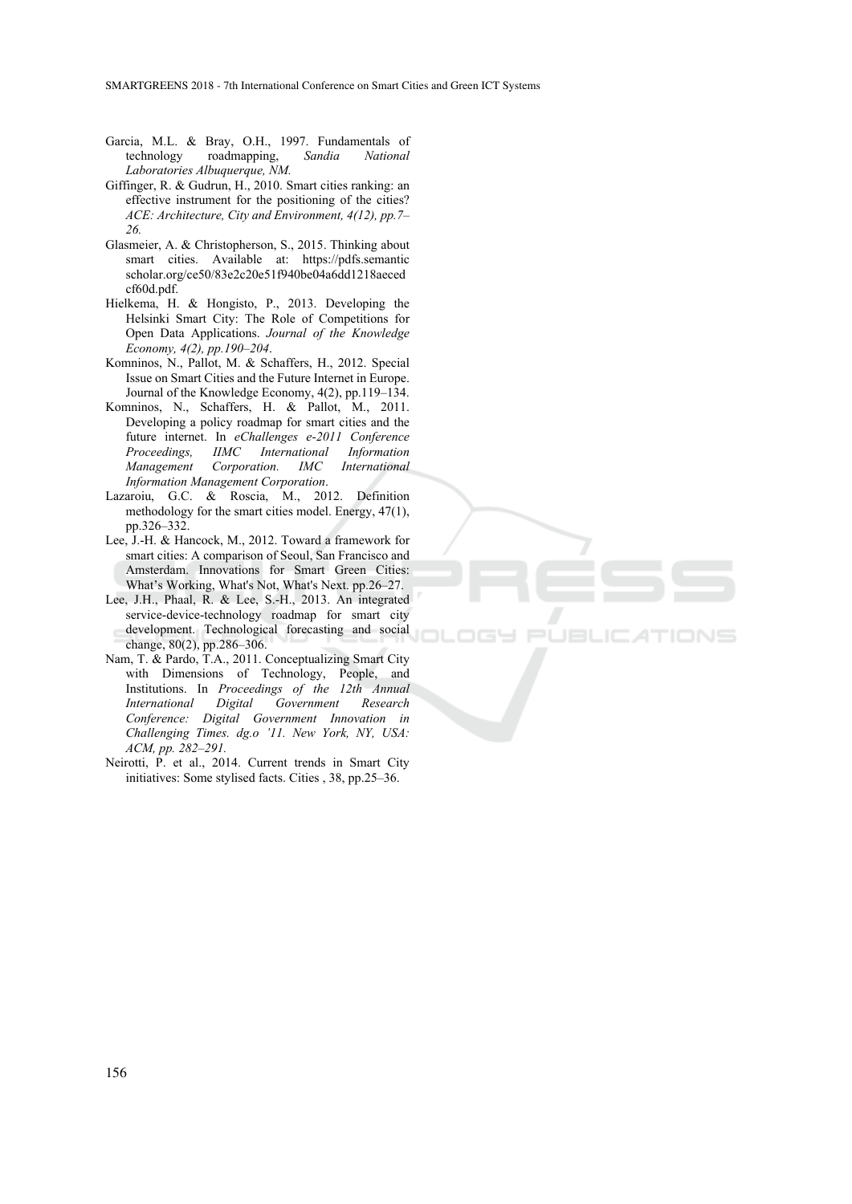Garcia, M.L. & Bray, O.H., 1997. Fundamentals of technology roadmapping, *Sandia National Laboratories Albuquerque, NM.*

Giffinger, R. & Gudrun, H., 2010. Smart cities ranking: an effective instrument for the positioning of the cities? *ACE: Architecture, City and Environment, 4(12), pp.7–26.*

Glasmeier, A. & Christopherson, S., 2015. Thinking about smart cities. Available at: https://pdfs.semanticscholar.org/ce50/83e2c20e51f940be04a6dd1218aeced cf60d.pdf.

Hielkema, H. & Hongisto, P., 2013. Developing the Helsinki Smart City: The Role of Competitions for Open Data Applications. *Journal of the Knowledge Economy, 4(2), pp.190–204*.

Komninos, N., Pallot, M. & Schaffers, H., 2012. Special Issue on Smart Cities and the Future Internet in Europe. Journal of the Knowledge Economy, 4(2), pp.119–134.

Komninos, N., Schaffers, H. & Pallot, M., 2011. Developing a policy roadmap for smart cities and the future internet. In *eChallenges e-2011 Conference Proceedings, IIMC International Information Management Corporation. IMC International Information Management Corporation*.

Lazaroiu, G.C. & Roscia, M., 2012. Definition methodology for the smart cities model. Energy, 47(1), pp.326–332.

Lee, J.-H. & Hancock, M., 2012. Toward a framework for smart cities: A comparison of Seoul, San Francisco and Amsterdam. Innovations for Smart Green Cities: What's Working, What's Not, What's Next. pp.26–27.

Lee, J.H., Phaal, R. & Lee, S.-H., 2013. An integrated service-device-technology roadmap for smart city development. Technological forecasting and social change, 80(2), pp.286–306.

Nam, T. & Pardo, T.A., 2011. Conceptualizing Smart City with Dimensions of Technology, People, and Institutions. In *Proceedings of the 12th Annual International Digital Government Research Conference: Digital Government Innovation in Challenging Times. dg.o '11. New York, NY, USA: ACM, pp. 282–291.*

Neirotti, P. et al., 2014. Current trends in Smart City initiatives: Some stylised facts. Cities , 38, pp.25–36.